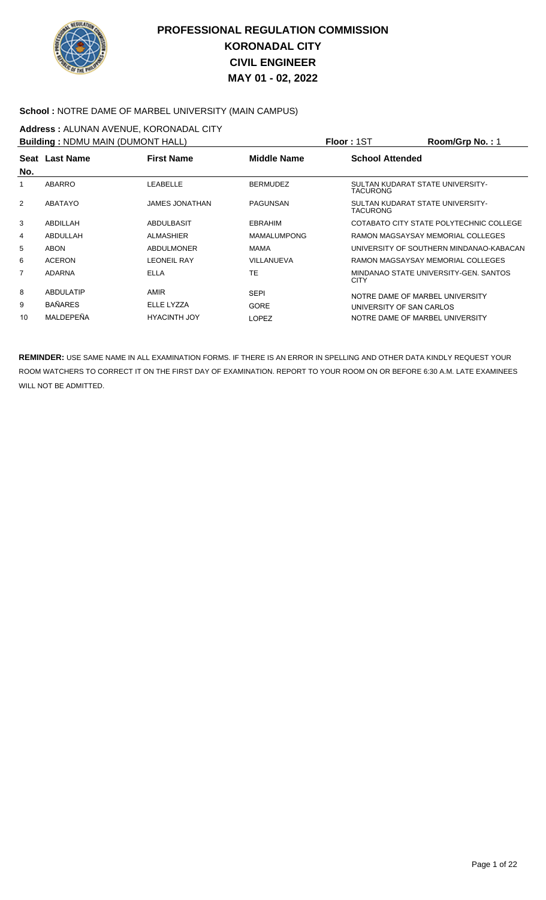# PROFESSIONAL REGULATION COMMISSION
## KORONADAL CITY
## CIVIL ENGINEER
## MAY 01 - 02, 2022

**School :** NOTRE DAME OF MARBEL UNIVERSITY (MAIN CAMPUS)

**Address :** ALUNAN AVENUE, KORONADAL CITY

**Building :** NDMU MAIN (DUMONT HALL) **Floor :** 1ST **Room/Grp No. :** 1

| Seat No. | Last Name | First Name | Middle Name | School Attended |
|---|---|---|---|---|
| 1 | ABARRO | LEABELLE | BERMUDEZ | SULTAN KUDARAT STATE UNIVERSITY-TACURONG |
| 2 | ABATAYO | JAMES JONATHAN | PAGUNSAN | SULTAN KUDARAT STATE UNIVERSITY-TACURONG |
| 3 | ABDILLAH | ABDULBASIT | EBRAHIM | COTABATO CITY STATE POLYTECHNIC COLLEGE |
| 4 | ABDULLAH | ALMASHIER | MAMALUMPONG | RAMON MAGSAYSAY MEMORIAL COLLEGES |
| 5 | ABON | ABDULMONER | MAMA | UNIVERSITY OF SOUTHERN MINDANAO-KABACAN |
| 6 | ACERON | LEONEIL RAY | VILLANUEVA | RAMON MAGSAYSAY MEMORIAL COLLEGES |
| 7 | ADARNA | ELLA | TE | MINDANAO STATE UNIVERSITY-GEN. SANTOS CITY |
| 8 | ABDULATIP | AMIR | SEPI | NOTRE DAME OF MARBEL UNIVERSITY |
| 9 | BAÑARES | ELLE LYZZA | GORE | UNIVERSITY OF SAN CARLOS |
| 10 | MALDEPEÑA | HYACINTH JOY | LOPEZ | NOTRE DAME OF MARBEL UNIVERSITY |

**REMINDER:** USE SAME NAME IN ALL EXAMINATION FORMS. IF THERE IS AN ERROR IN SPELLING AND OTHER DATA KINDLY REQUEST YOUR ROOM WATCHERS TO CORRECT IT ON THE FIRST DAY OF EXAMINATION. REPORT TO YOUR ROOM ON OR BEFORE 6:30 A.M. LATE EXAMINEES WILL NOT BE ADMITTED.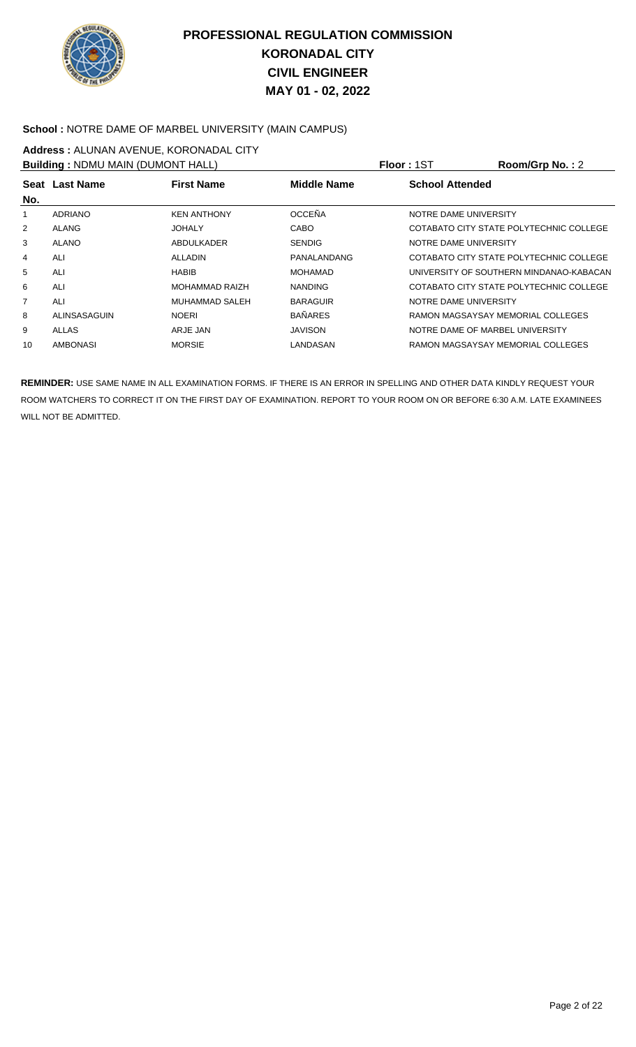# PROFESSIONAL REGULATION COMMISSION
# KORONADAL CITY
# CIVIL ENGINEER
# MAY 01 - 02, 2022

**School :** NOTRE DAME OF MARBEL UNIVERSITY (MAIN CAMPUS)

**Address :** ALUNAN AVENUE, KORONADAL CITY

**Building :** NDMU MAIN (DUMONT HALL) **Floor :** 1ST **Room/Grp No. :** 2

| Seat No. | Last Name | First Name | Middle Name | School Attended |
|---|---|---|---|---|
| 1 | ADRIANO | KEN ANTHONY | OCCEÑA | NOTRE DAME UNIVERSITY |
| 2 | ALANG | JOHALY | CABO | COTABATO CITY STATE POLYTECHNIC COLLEGE |
| 3 | ALANO | ABDULKADER | SENDIG | NOTRE DAME UNIVERSITY |
| 4 | ALI | ALLADIN | PANALANDANG | COTABATO CITY STATE POLYTECHNIC COLLEGE |
| 5 | ALI | HABIB | MOHAMAD | UNIVERSITY OF SOUTHERN MINDANAO-KABACAN |
| 6 | ALI | MOHAMMAD RAIZH | NANDING | COTABATO CITY STATE POLYTECHNIC COLLEGE |
| 7 | ALI | MUHAMMAD SALEH | BARAGUIR | NOTRE DAME UNIVERSITY |
| 8 | ALINSASAGUIN | NOERI | BAÑARES | RAMON MAGSAYSAY MEMORIAL COLLEGES |
| 9 | ALLAS | ARJE JAN | JAVISON | NOTRE DAME OF MARBEL UNIVERSITY |
| 10 | AMBONASI | MORSIE | LANDASAN | RAMON MAGSAYSAY MEMORIAL COLLEGES |

**REMINDER:** USE SAME NAME IN ALL EXAMINATION FORMS. IF THERE IS AN ERROR IN SPELLING AND OTHER DATA KINDLY REQUEST YOUR ROOM WATCHERS TO CORRECT IT ON THE FIRST DAY OF EXAMINATION. REPORT TO YOUR ROOM ON OR BEFORE 6:30 A.M. LATE EXAMINEES WILL NOT BE ADMITTED.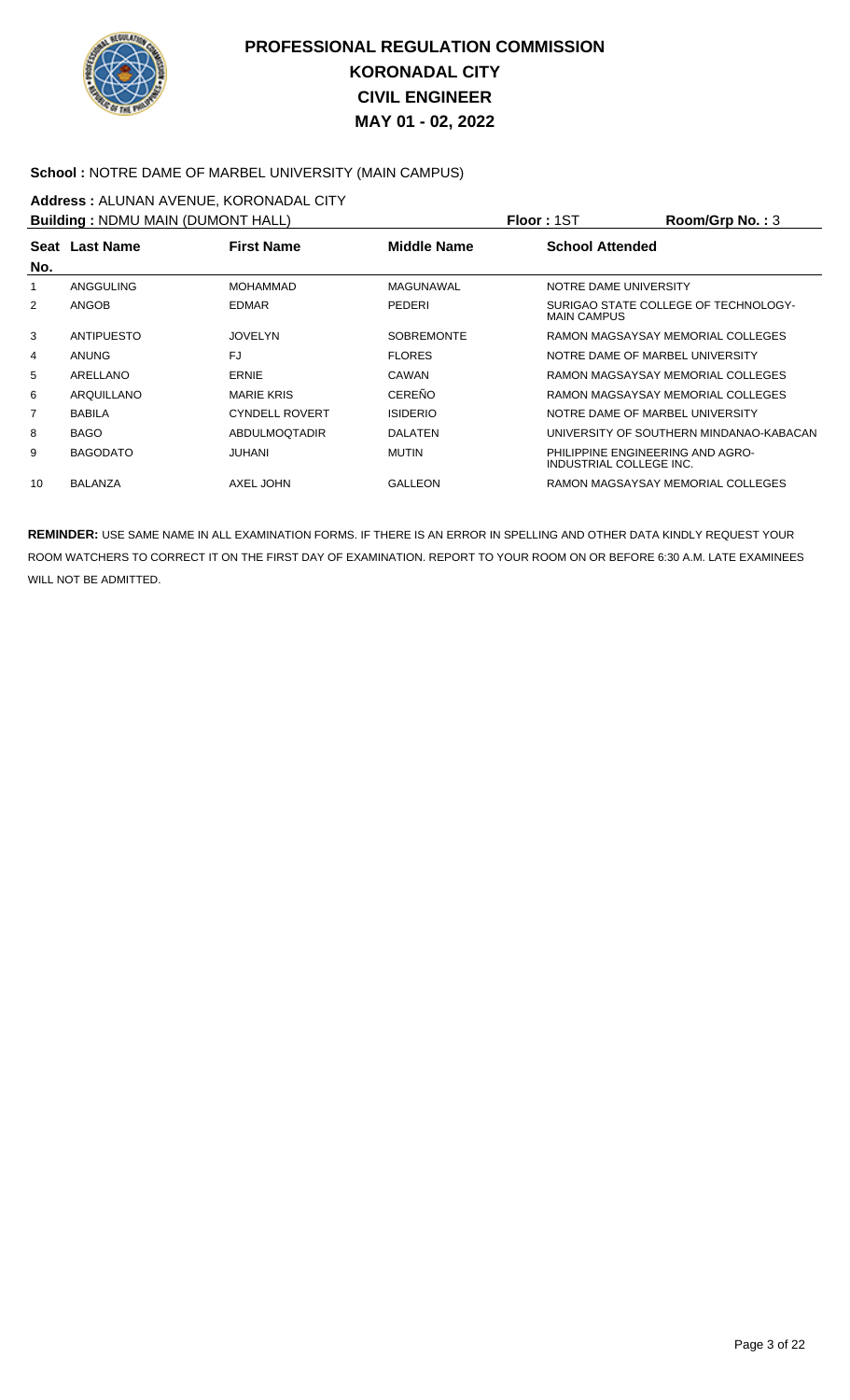# PROFESSIONAL REGULATION COMMISSION
## KORONADAL CITY
## CIVIL ENGINEER
## MAY 01 - 02, 2022

**School :** NOTRE DAME OF MARBEL UNIVERSITY (MAIN CAMPUS)

**Address :** ALUNAN AVENUE, KORONADAL CITY

**Building :** NDMU MAIN (DUMONT HALL) **Floor :** 1ST **Room/Grp No. :** 3

| Seat No. | Last Name | First Name | Middle Name | School Attended |
|---|---|---|---|---|
| 1 | ANGGULING | MOHAMMAD | MAGUNAWAL | NOTRE DAME UNIVERSITY |
| 2 | ANGOB | EDMAR | PEDERI | SURIGAO STATE COLLEGE OF TECHNOLOGY-MAIN CAMPUS |
| 3 | ANTIPUESTO | JOVELYN | SOBREMONTE | RAMON MAGSAYSAY MEMORIAL COLLEGES |
| 4 | ANUNG | FJ | FLORES | NOTRE DAME OF MARBEL UNIVERSITY |
| 5 | ARELLANO | ERNIE | CAWAN | RAMON MAGSAYSAY MEMORIAL COLLEGES |
| 6 | ARQUILLANO | MARIE KRIS | CEREÑO | RAMON MAGSAYSAY MEMORIAL COLLEGES |
| 7 | BABILA | CYNDELL ROVERT | ISIDERIO | NOTRE DAME OF MARBEL UNIVERSITY |
| 8 | BAGO | ABDULMOQTADIR | DALATEN | UNIVERSITY OF SOUTHERN MINDANAO-KABACAN |
| 9 | BAGODATO | JUHANI | MUTIN | PHILIPPINE ENGINEERING AND AGRO-INDUSTRIAL COLLEGE INC. |
| 10 | BALANZA | AXEL JOHN | GALLEON | RAMON MAGSAYSAY MEMORIAL COLLEGES |

**REMINDER:** USE SAME NAME IN ALL EXAMINATION FORMS. IF THERE IS AN ERROR IN SPELLING AND OTHER DATA KINDLY REQUEST YOUR ROOM WATCHERS TO CORRECT IT ON THE FIRST DAY OF EXAMINATION. REPORT TO YOUR ROOM ON OR BEFORE 6:30 A.M. LATE EXAMINEES WILL NOT BE ADMITTED.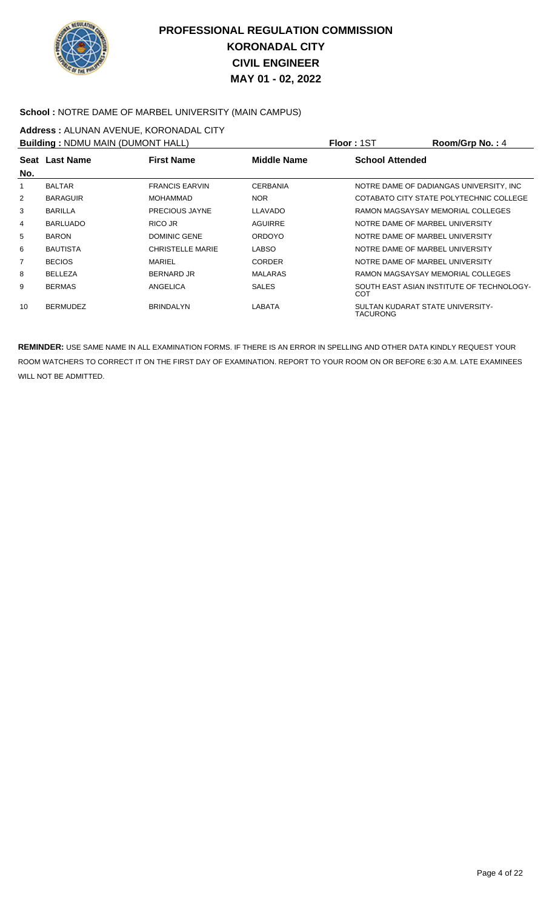# PROFESSIONAL REGULATION COMMISSION
# KORONADAL CITY
# CIVIL ENGINEER
# MAY 01 - 02, 2022

**School :** NOTRE DAME OF MARBEL UNIVERSITY (MAIN CAMPUS)

**Address :** ALUNAN AVENUE, KORONADAL CITY

**Building :** NDMU MAIN (DUMONT HALL) **Floor :** 1ST **Room/Grp No. :** 4

| Seat No. | Last Name | First Name | Middle Name | School Attended |
|---|---|---|---|---|
| 1 | BALTAR | FRANCIS EARVIN | CERBANIA | NOTRE DAME OF DADIANGAS UNIVERSITY, INC |
| 2 | BARAGUIR | MOHAMMAD | NOR | COTABATO CITY STATE POLYTECHNIC COLLEGE |
| 3 | BARILLA | PRECIOUS JAYNE | LLAVADO | RAMON MAGSAYSAY MEMORIAL COLLEGES |
| 4 | BARLUADO | RICO JR | AGUIRRE | NOTRE DAME OF MARBEL UNIVERSITY |
| 5 | BARON | DOMINIC GENE | ORDOYO | NOTRE DAME OF MARBEL UNIVERSITY |
| 6 | BAUTISTA | CHRISTELLE MARIE | LABSO | NOTRE DAME OF MARBEL UNIVERSITY |
| 7 | BECIOS | MARIEL | CORDER | NOTRE DAME OF MARBEL UNIVERSITY |
| 8 | BELLEZA | BERNARD JR | MALARAS | RAMON MAGSAYSAY MEMORIAL COLLEGES |
| 9 | BERMAS | ANGELICA | SALES | SOUTH EAST ASIAN INSTITUTE OF TECHNOLOGY-COT |
| 10 | BERMUDEZ | BRINDALYN | LABATA | SULTAN KUDARAT STATE UNIVERSITY-TACURONG |

**REMINDER:** USE SAME NAME IN ALL EXAMINATION FORMS. IF THERE IS AN ERROR IN SPELLING AND OTHER DATA KINDLY REQUEST YOUR ROOM WATCHERS TO CORRECT IT ON THE FIRST DAY OF EXAMINATION. REPORT TO YOUR ROOM ON OR BEFORE 6:30 A.M. LATE EXAMINEES WILL NOT BE ADMITTED.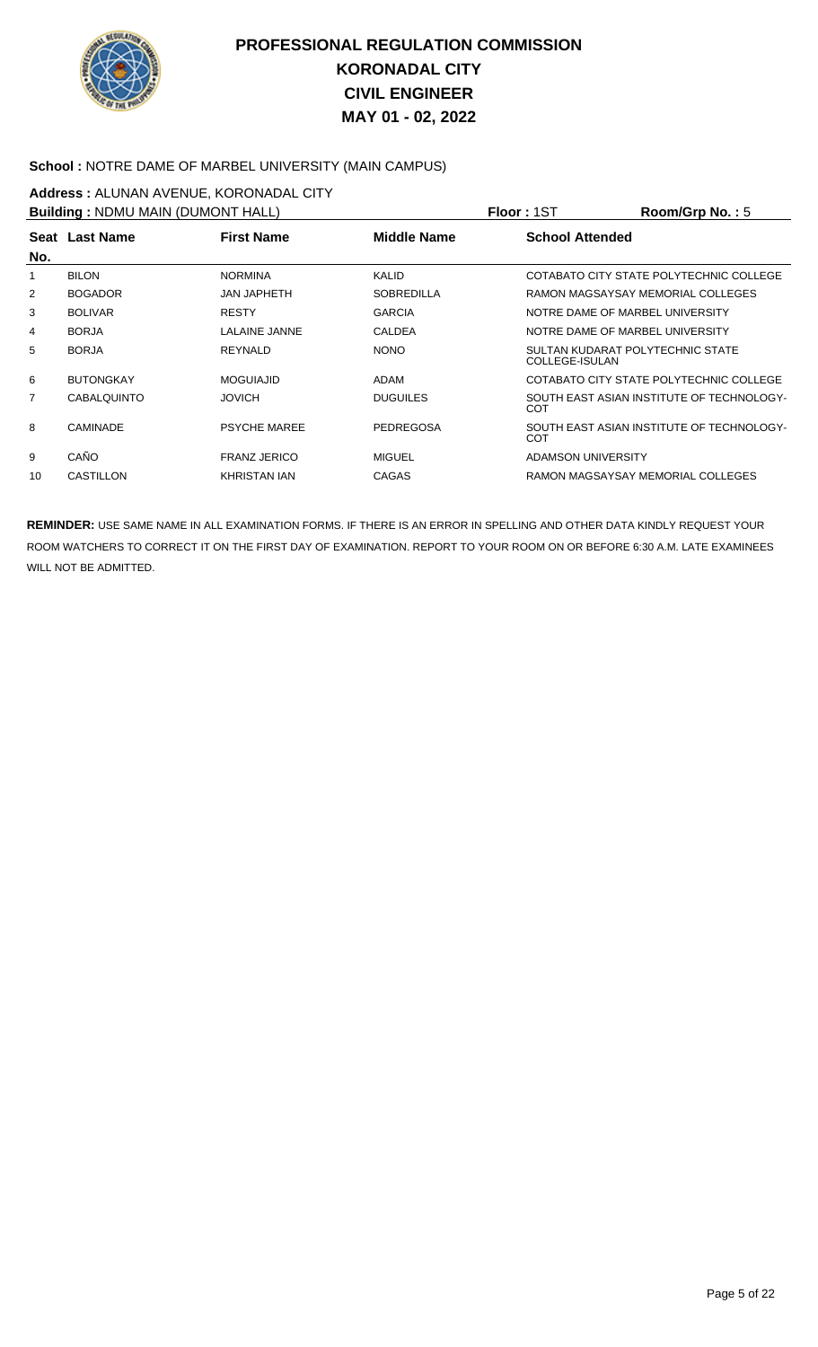# PROFESSIONAL REGULATION COMMISSION
# KORONADAL CITY
# CIVIL ENGINEER
# MAY 01 - 02, 2022

**School :** NOTRE DAME OF MARBEL UNIVERSITY (MAIN CAMPUS)

**Address :** ALUNAN AVENUE, KORONADAL CITY

**Building :** NDMU MAIN (DUMONT HALL) **Floor :** 1ST **Room/Grp No. :** 5

| Seat No. | Last Name | First Name | Middle Name | School Attended |
|---|---|---|---|---|
| 1 | BILON | NORMINA | KALID | COTABATO CITY STATE POLYTECHNIC COLLEGE |
| 2 | BOGADOR | JAN JAPHETH | SOBREDILLA | RAMON MAGSAYSAY MEMORIAL COLLEGES |
| 3 | BOLIVAR | RESTY | GARCIA | NOTRE DAME OF MARBEL UNIVERSITY |
| 4 | BORJA | LALAINE JANNE | CALDEA | NOTRE DAME OF MARBEL UNIVERSITY |
| 5 | BORJA | REYNALD | NONO | SULTAN KUDARAT POLYTECHNIC STATE COLLEGE-ISULAN |
| 6 | BUTONGKAY | MOGUIAJID | ADAM | COTABATO CITY STATE POLYTECHNIC COLLEGE |
| 7 | CABALQUINTO | JOVICH | DUGUILES | SOUTH EAST ASIAN INSTITUTE OF TECHNOLOGY-COT |
| 8 | CAMINADE | PSYCHE MAREE | PEDREGOSA | SOUTH EAST ASIAN INSTITUTE OF TECHNOLOGY-COT |
| 9 | CAÑO | FRANZ JERICO | MIGUEL | ADAMSON UNIVERSITY |
| 10 | CASTILLON | KHRISTAN IAN | CAGAS | RAMON MAGSAYSAY MEMORIAL COLLEGES |

**REMINDER:** USE SAME NAME IN ALL EXAMINATION FORMS. IF THERE IS AN ERROR IN SPELLING AND OTHER DATA KINDLY REQUEST YOUR ROOM WATCHERS TO CORRECT IT ON THE FIRST DAY OF EXAMINATION. REPORT TO YOUR ROOM ON OR BEFORE 6:30 A.M. LATE EXAMINEES WILL NOT BE ADMITTED.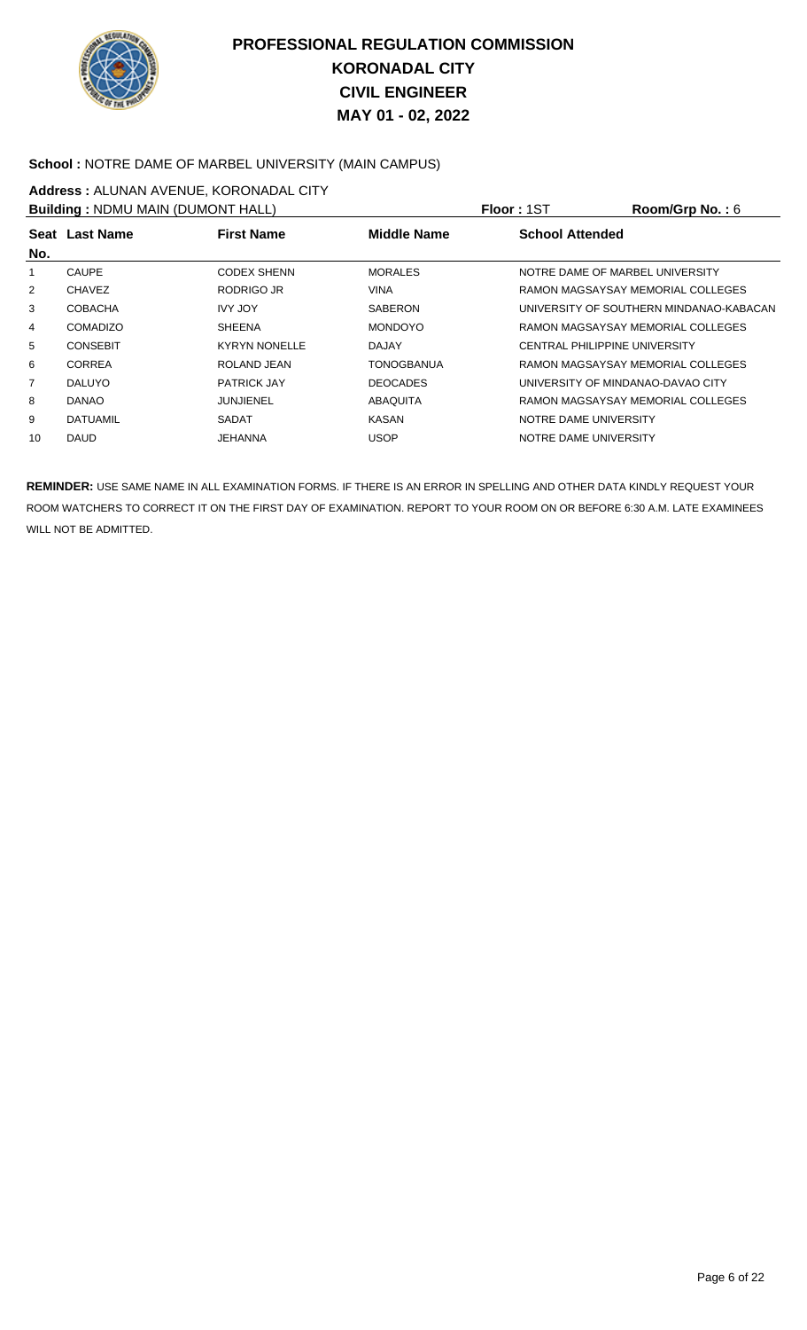# PROFESSIONAL REGULATION COMMISSION
# KORONADAL CITY
# CIVIL ENGINEER
# MAY 01 - 02, 2022

**School :** NOTRE DAME OF MARBEL UNIVERSITY (MAIN CAMPUS)

**Address :** ALUNAN AVENUE, KORONADAL CITY

**Building :** NDMU MAIN (DUMONT HALL) **Floor :** 1ST **Room/Grp No. :** 6

| Seat No. | Last Name | First Name | Middle Name | School Attended |
|---|---|---|---|---|
| 1 | CAUPE | CODEX SHENN | MORALES | NOTRE DAME OF MARBEL UNIVERSITY |
| 2 | CHAVEZ | RODRIGO JR | VINA | RAMON MAGSAYSAY MEMORIAL COLLEGES |
| 3 | COBACHA | IVY JOY | SABERON | UNIVERSITY OF SOUTHERN MINDANAO-KABACAN |
| 4 | COMADIZO | SHEENA | MONDOYO | RAMON MAGSAYSAY MEMORIAL COLLEGES |
| 5 | CONSEBIT | KYRYN NONELLE | DAJAY | CENTRAL PHILIPPINE UNIVERSITY |
| 6 | CORREA | ROLAND JEAN | TONOGBANUA | RAMON MAGSAYSAY MEMORIAL COLLEGES |
| 7 | DALUYO | PATRICK JAY | DEOCADES | UNIVERSITY OF MINDANAO-DAVAO CITY |
| 8 | DANAO | JUNJIENEL | ABAQUITA | RAMON MAGSAYSAY MEMORIAL COLLEGES |
| 9 | DATUAMIL | SADAT | KASAN | NOTRE DAME UNIVERSITY |
| 10 | DAUD | JEHANNA | USOP | NOTRE DAME UNIVERSITY |

**REMINDER:** USE SAME NAME IN ALL EXAMINATION FORMS. IF THERE IS AN ERROR IN SPELLING AND OTHER DATA KINDLY REQUEST YOUR ROOM WATCHERS TO CORRECT IT ON THE FIRST DAY OF EXAMINATION. REPORT TO YOUR ROOM ON OR BEFORE 6:30 A.M. LATE EXAMINEES WILL NOT BE ADMITTED.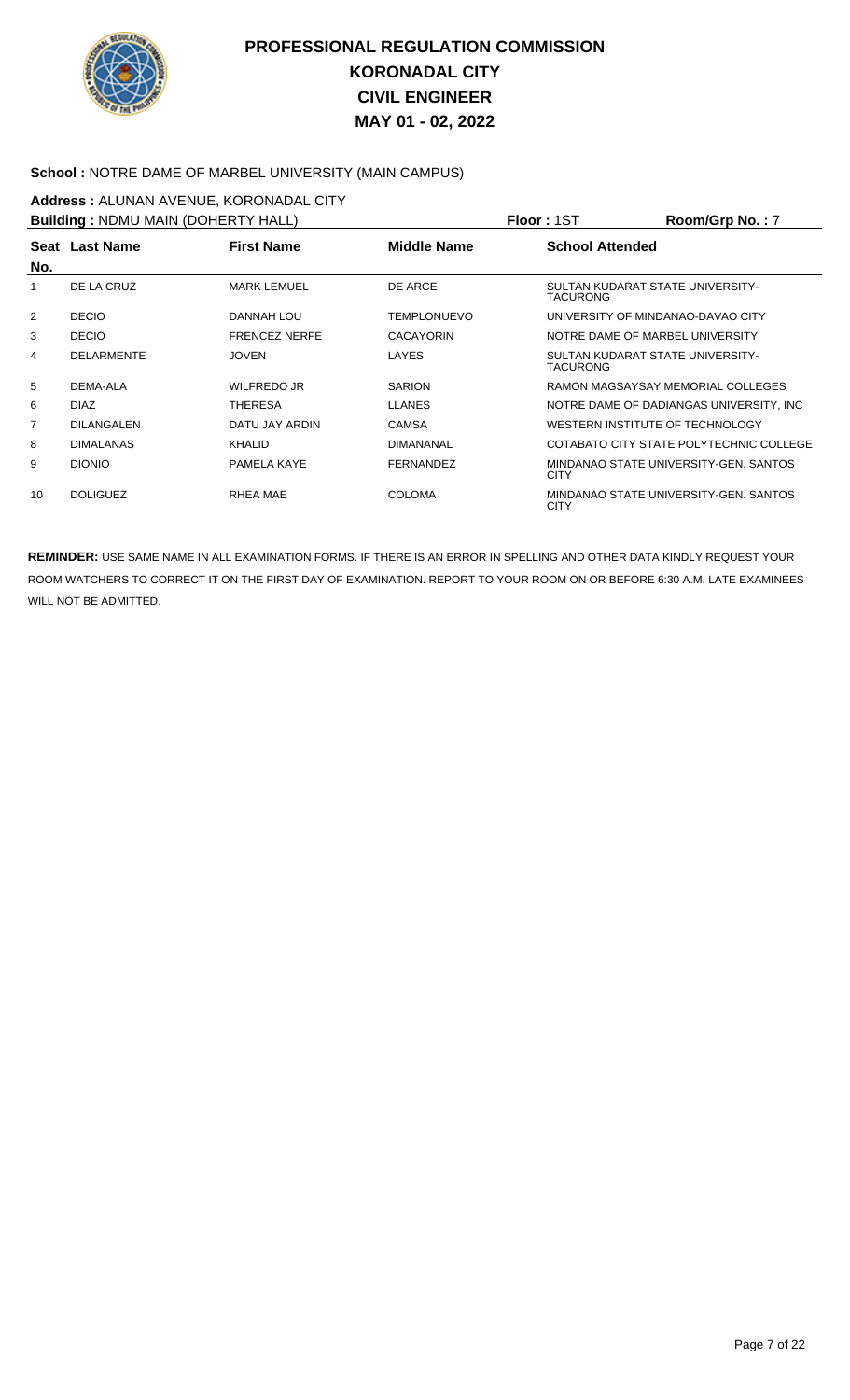# PROFESSIONAL REGULATION COMMISSION
## KORONADAL CITY
## CIVIL ENGINEER
## MAY 01 - 02, 2022

**School :** NOTRE DAME OF MARBEL UNIVERSITY (MAIN CAMPUS)

**Address :** ALUNAN AVENUE, KORONADAL CITY

**Building :** NDMU MAIN (DOHERTY HALL) **Floor :** 1ST **Room/Grp No. :** 7

| Seat No. | Last Name | First Name | Middle Name | School Attended |
|---|---|---|---|---|
| 1 | DE LA CRUZ | MARK LEMUEL | DE ARCE | SULTAN KUDARAT STATE UNIVERSITY-TACURONG |
| 2 | DECIO | DANNAH LOU | TEMPLONUEVO | UNIVERSITY OF MINDANAO-DAVAO CITY |
| 3 | DECIO | FRENCEZ NERFE | CACAYORIN | NOTRE DAME OF MARBEL UNIVERSITY |
| 4 | DELARMENTE | JOVEN | LAYES | SULTAN KUDARAT STATE UNIVERSITY-TACURONG |
| 5 | DEMA-ALA | WILFREDO JR | SARION | RAMON MAGSAYSAY MEMORIAL COLLEGES |
| 6 | DIAZ | THERESA | LLANES | NOTRE DAME OF DADIANGAS UNIVERSITY, INC |
| 7 | DILANGALEN | DATU JAY ARDIN | CAMSA | WESTERN INSTITUTE OF TECHNOLOGY |
| 8 | DIMALANAS | KHALID | DIMANANAL | COTABATO CITY STATE POLYTECHNIC COLLEGE |
| 9 | DIONIO | PAMELA KAYE | FERNANDEZ | MINDANAO STATE UNIVERSITY-GEN. SANTOS CITY |
| 10 | DOLIGUEZ | RHEA MAE | COLOMA | MINDANAO STATE UNIVERSITY-GEN. SANTOS CITY |

**REMINDER:** USE SAME NAME IN ALL EXAMINATION FORMS. IF THERE IS AN ERROR IN SPELLING AND OTHER DATA KINDLY REQUEST YOUR ROOM WATCHERS TO CORRECT IT ON THE FIRST DAY OF EXAMINATION. REPORT TO YOUR ROOM ON OR BEFORE 6:30 A.M. LATE EXAMINEES WILL NOT BE ADMITTED.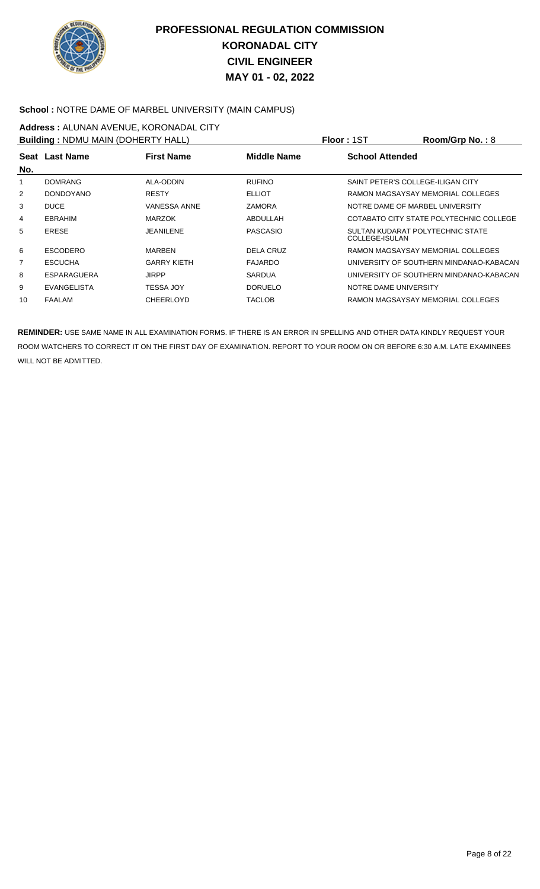# PROFESSIONAL REGULATION COMMISSION
# KORONADAL CITY
# CIVIL ENGINEER
# MAY 01 - 02, 2022

**School :** NOTRE DAME OF MARBEL UNIVERSITY (MAIN CAMPUS)

**Address :** ALUNAN AVENUE, KORONADAL CITY

**Building :** NDMU MAIN (DOHERTY HALL) **Floor :** 1ST **Room/Grp No. :** 8

| Seat No. | Last Name | First Name | Middle Name | School Attended |
|---|---|---|---|---|
| 1 | DOMRANG | ALA-ODDIN | RUFINO | SAINT PETER'S COLLEGE-ILIGAN CITY |
| 2 | DONDOYANO | RESTY | ELLIOT | RAMON MAGSAYSAY MEMORIAL COLLEGES |
| 3 | DUCE | VANESSA ANNE | ZAMORA | NOTRE DAME OF MARBEL UNIVERSITY |
| 4 | EBRAHIM | MARZOK | ABDULLAH | COTABATO CITY STATE POLYTECHNIC COLLEGE |
| 5 | ERESE | JEANILENE | PASCASIO | SULTAN KUDARAT POLYTECHNIC STATE COLLEGE-ISULAN |
| 6 | ESCODERO | MARBEN | DELA CRUZ | RAMON MAGSAYSAY MEMORIAL COLLEGES |
| 7 | ESCUCHA | GARRY KIETH | FAJARDO | UNIVERSITY OF SOUTHERN MINDANAO-KABACAN |
| 8 | ESPARAGUERA | JIRPP | SARDUA | UNIVERSITY OF SOUTHERN MINDANAO-KABACAN |
| 9 | EVANGELISTA | TESSA JOY | DORUELO | NOTRE DAME UNIVERSITY |
| 10 | FAALAM | CHEERLOYD | TACLOB | RAMON MAGSAYSAY MEMORIAL COLLEGES |

**REMINDER:** USE SAME NAME IN ALL EXAMINATION FORMS. IF THERE IS AN ERROR IN SPELLING AND OTHER DATA KINDLY REQUEST YOUR ROOM WATCHERS TO CORRECT IT ON THE FIRST DAY OF EXAMINATION. REPORT TO YOUR ROOM ON OR BEFORE 6:30 A.M. LATE EXAMINEES WILL NOT BE ADMITTED.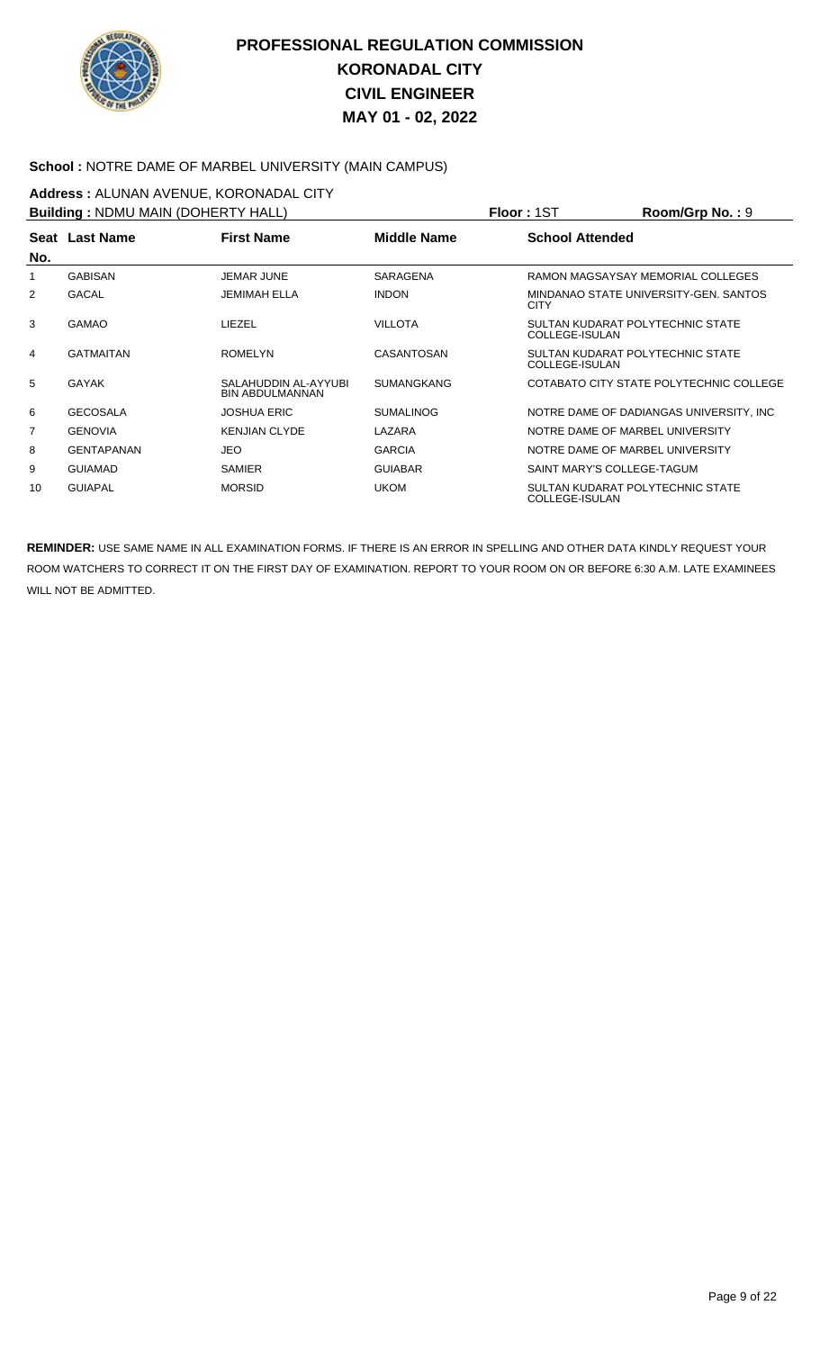# PROFESSIONAL REGULATION COMMISSION
## KORONADAL CITY
## CIVIL ENGINEER
## MAY 01 - 02, 2022

**School :** NOTRE DAME OF MARBEL UNIVERSITY (MAIN CAMPUS)

**Address :** ALUNAN AVENUE, KORONADAL CITY

**Building :** NDMU MAIN (DOHERTY HALL) **Floor :** 1ST **Room/Grp No. :** 9

| Seat No. | Last Name | First Name | Middle Name | School Attended |
|---|---|---|---|---|
| 1 | GABISAN | JEMAR JUNE | SARAGENA | RAMON MAGSAYSAY MEMORIAL COLLEGES |
| 2 | GACAL | JEMIMAH ELLA | INDON | MINDANAO STATE UNIVERSITY-GEN. SANTOS CITY |
| 3 | GAMAO | LIEZEL | VILLOTA | SULTAN KUDARAT POLYTECHNIC STATE COLLEGE-ISULAN |
| 4 | GATMAITAN | ROMELYN | CASANTOSAN | SULTAN KUDARAT POLYTECHNIC STATE COLLEGE-ISULAN |
| 5 | GAYAK | SALAHUDDIN AL-AYYUBI BIN ABDULMANNAN | SUMANGKANG | COTABATO CITY STATE POLYTECHNIC COLLEGE |
| 6 | GECOSALA | JOSHUA ERIC | SUMALINOG | NOTRE DAME OF DADIANGAS UNIVERSITY, INC |
| 7 | GENOVIA | KENJIAN CLYDE | LAZARA | NOTRE DAME OF MARBEL UNIVERSITY |
| 8 | GENTAPANAN | JEO | GARCIA | NOTRE DAME OF MARBEL UNIVERSITY |
| 9 | GUIAMAD | SAMIER | GUIABAR | SAINT MARY'S COLLEGE-TAGUM |
| 10 | GUIAPAL | MORSID | UKOM | SULTAN KUDARAT POLYTECHNIC STATE COLLEGE-ISULAN |

**REMINDER:** USE SAME NAME IN ALL EXAMINATION FORMS. IF THERE IS AN ERROR IN SPELLING AND OTHER DATA KINDLY REQUEST YOUR ROOM WATCHERS TO CORRECT IT ON THE FIRST DAY OF EXAMINATION. REPORT TO YOUR ROOM ON OR BEFORE 6:30 A.M. LATE EXAMINEES WILL NOT BE ADMITTED.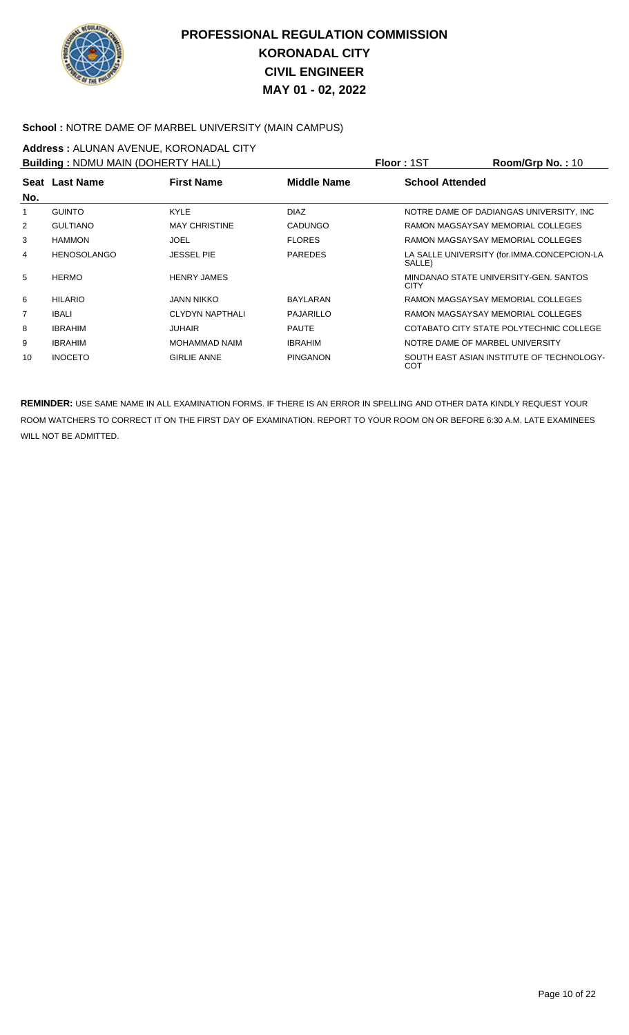# PROFESSIONAL REGULATION COMMISSION
# KORONADAL CITY
# CIVIL ENGINEER
# MAY 01 - 02, 2022

**School :** NOTRE DAME OF MARBEL UNIVERSITY (MAIN CAMPUS)

**Address :** ALUNAN AVENUE, KORONADAL CITY

**Building :** NDMU MAIN (DOHERTY HALL) **Floor :** 1ST **Room/Grp No. :** 10

| Seat No. | Last Name | First Name | Middle Name | School Attended |
|---|---|---|---|---|
| 1 | GUINTO | KYLE | DIAZ | NOTRE DAME OF DADIANGAS UNIVERSITY, INC |
| 2 | GULTIANO | MAY CHRISTINE | CADUNGO | RAMON MAGSAYSAY MEMORIAL COLLEGES |
| 3 | HAMMON | JOEL | FLORES | RAMON MAGSAYSAY MEMORIAL COLLEGES |
| 4 | HENOSOLANGO | JESSEL PIE | PAREDES | LA SALLE UNIVERSITY (for.IMMA.CONCEPCION-LA SALLE) |
| 5 | HERMO | HENRY JAMES | | MINDANAO STATE UNIVERSITY-GEN. SANTOS CITY |
| 6 | HILARIO | JANN NIKKO | BAYLARAN | RAMON MAGSAYSAY MEMORIAL COLLEGES |
| 7 | IBALI | CLYDYN NAPTHALI | PAJARILLO | RAMON MAGSAYSAY MEMORIAL COLLEGES |
| 8 | IBRAHIM | JUHAIR | PAUTE | COTABATO CITY STATE POLYTECHNIC COLLEGE |
| 9 | IBRAHIM | MOHAMMAD NAIM | IBRAHIM | NOTRE DAME OF MARBEL UNIVERSITY |
| 10 | INOCETO | GIRLIE ANNE | PINGANON | SOUTH EAST ASIAN INSTITUTE OF TECHNOLOGY-COT |

**REMINDER:** USE SAME NAME IN ALL EXAMINATION FORMS. IF THERE IS AN ERROR IN SPELLING AND OTHER DATA KINDLY REQUEST YOUR ROOM WATCHERS TO CORRECT IT ON THE FIRST DAY OF EXAMINATION. REPORT TO YOUR ROOM ON OR BEFORE 6:30 A.M. LATE EXAMINEES WILL NOT BE ADMITTED.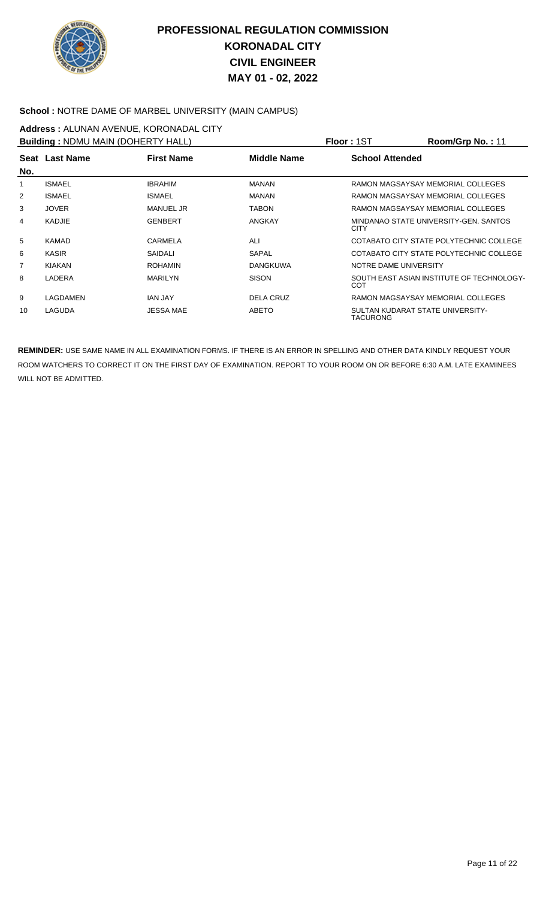# PROFESSIONAL REGULATION COMMISSION
# KORONADAL CITY
# CIVIL ENGINEER
# MAY 01 - 02, 2022

**School :** NOTRE DAME OF MARBEL UNIVERSITY (MAIN CAMPUS)

**Address :** ALUNAN AVENUE, KORONADAL CITY

**Building :** NDMU MAIN (DOHERTY HALL) **Floor :** 1ST **Room/Grp No. :** 11

| Seat No. | Last Name | First Name | Middle Name | School Attended |
|---|---|---|---|---|
| 1 | ISMAEL | IBRAHIM | MANAN | RAMON MAGSAYSAY MEMORIAL COLLEGES |
| 2 | ISMAEL | ISMAEL | MANAN | RAMON MAGSAYSAY MEMORIAL COLLEGES |
| 3 | JOVER | MANUEL JR | TABON | RAMON MAGSAYSAY MEMORIAL COLLEGES |
| 4 | KADJIE | GENBERT | ANGKAY | MINDANAO STATE UNIVERSITY-GEN. SANTOS CITY |
| 5 | KAMAD | CARMELA | ALI | COTABATO CITY STATE POLYTECHNIC COLLEGE |
| 6 | KASIR | SAIDALI | SAPAL | COTABATO CITY STATE POLYTECHNIC COLLEGE |
| 7 | KIAKAN | ROHAMIN | DANGKUWA | NOTRE DAME UNIVERSITY |
| 8 | LADERA | MARILYN | SISON | SOUTH EAST ASIAN INSTITUTE OF TECHNOLOGY-COT |
| 9 | LAGDAMEN | IAN JAY | DELA CRUZ | RAMON MAGSAYSAY MEMORIAL COLLEGES |
| 10 | LAGUDA | JESSA MAE | ABETO | SULTAN KUDARAT STATE UNIVERSITY-TACURONG |

**REMINDER:** USE SAME NAME IN ALL EXAMINATION FORMS. IF THERE IS AN ERROR IN SPELLING AND OTHER DATA KINDLY REQUEST YOUR ROOM WATCHERS TO CORRECT IT ON THE FIRST DAY OF EXAMINATION. REPORT TO YOUR ROOM ON OR BEFORE 6:30 A.M. LATE EXAMINEES WILL NOT BE ADMITTED.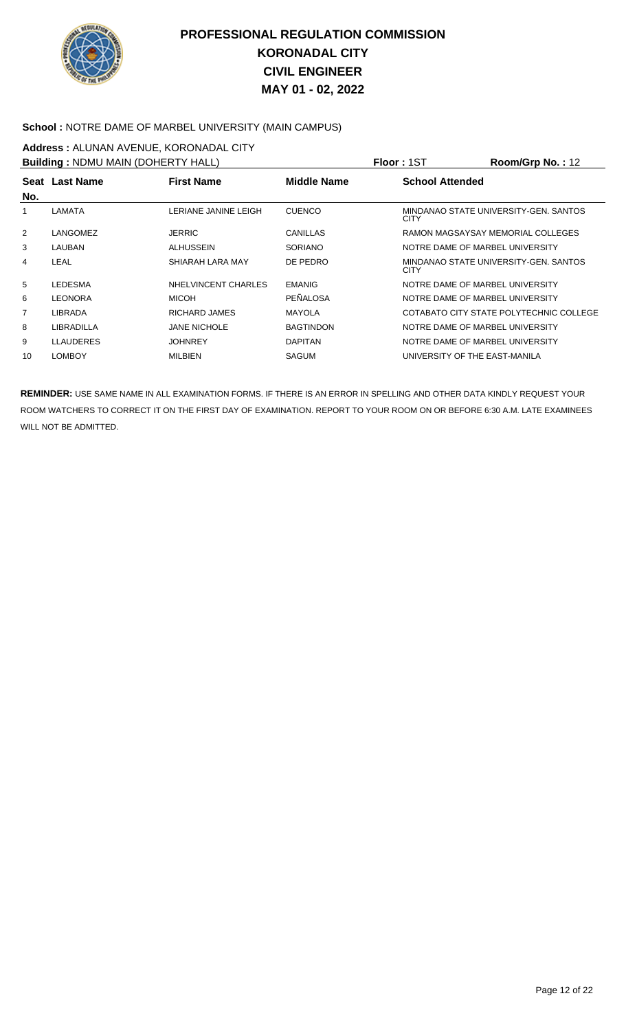# PROFESSIONAL REGULATION COMMISSION
## KORONADAL CITY
## CIVIL ENGINEER
## MAY 01 - 02, 2022

**School :** NOTRE DAME OF MARBEL UNIVERSITY (MAIN CAMPUS)

**Address :** ALUNAN AVENUE, KORONADAL CITY

**Building :** NDMU MAIN (DOHERTY HALL) **Floor :** 1ST **Room/Grp No. :** 12

| Seat No. | Last Name | First Name | Middle Name | School Attended |
|---|---|---|---|---|
| 1 | LAMATA | LERIANE JANINE LEIGH | CUENCO | MINDANAO STATE UNIVERSITY-GEN. SANTOS CITY |
| 2 | LANGOMEZ | JERRIC | CANILLAS | RAMON MAGSAYSAY MEMORIAL COLLEGES |
| 3 | LAUBAN | ALHUSSEIN | SORIANO | NOTRE DAME OF MARBEL UNIVERSITY |
| 4 | LEAL | SHIARAH LARA MAY | DE PEDRO | MINDANAO STATE UNIVERSITY-GEN. SANTOS CITY |
| 5 | LEDESMA | NHELVINCENT CHARLES | EMANIG | NOTRE DAME OF MARBEL UNIVERSITY |
| 6 | LEONORA | MICOH | PEÑALOSA | NOTRE DAME OF MARBEL UNIVERSITY |
| 7 | LIBRADA | RICHARD JAMES | MAYOLA | COTABATO CITY STATE POLYTECHNIC COLLEGE |
| 8 | LIBRADILLA | JANE NICHOLE | BAGTINDON | NOTRE DAME OF MARBEL UNIVERSITY |
| 9 | LLAUDERES | JOHNREY | DAPITAN | NOTRE DAME OF MARBEL UNIVERSITY |
| 10 | LOMBOY | MILBIEN | SAGUM | UNIVERSITY OF THE EAST-MANILA |

**REMINDER:** USE SAME NAME IN ALL EXAMINATION FORMS. IF THERE IS AN ERROR IN SPELLING AND OTHER DATA KINDLY REQUEST YOUR ROOM WATCHERS TO CORRECT IT ON THE FIRST DAY OF EXAMINATION. REPORT TO YOUR ROOM ON OR BEFORE 6:30 A.M. LATE EXAMINEES WILL NOT BE ADMITTED.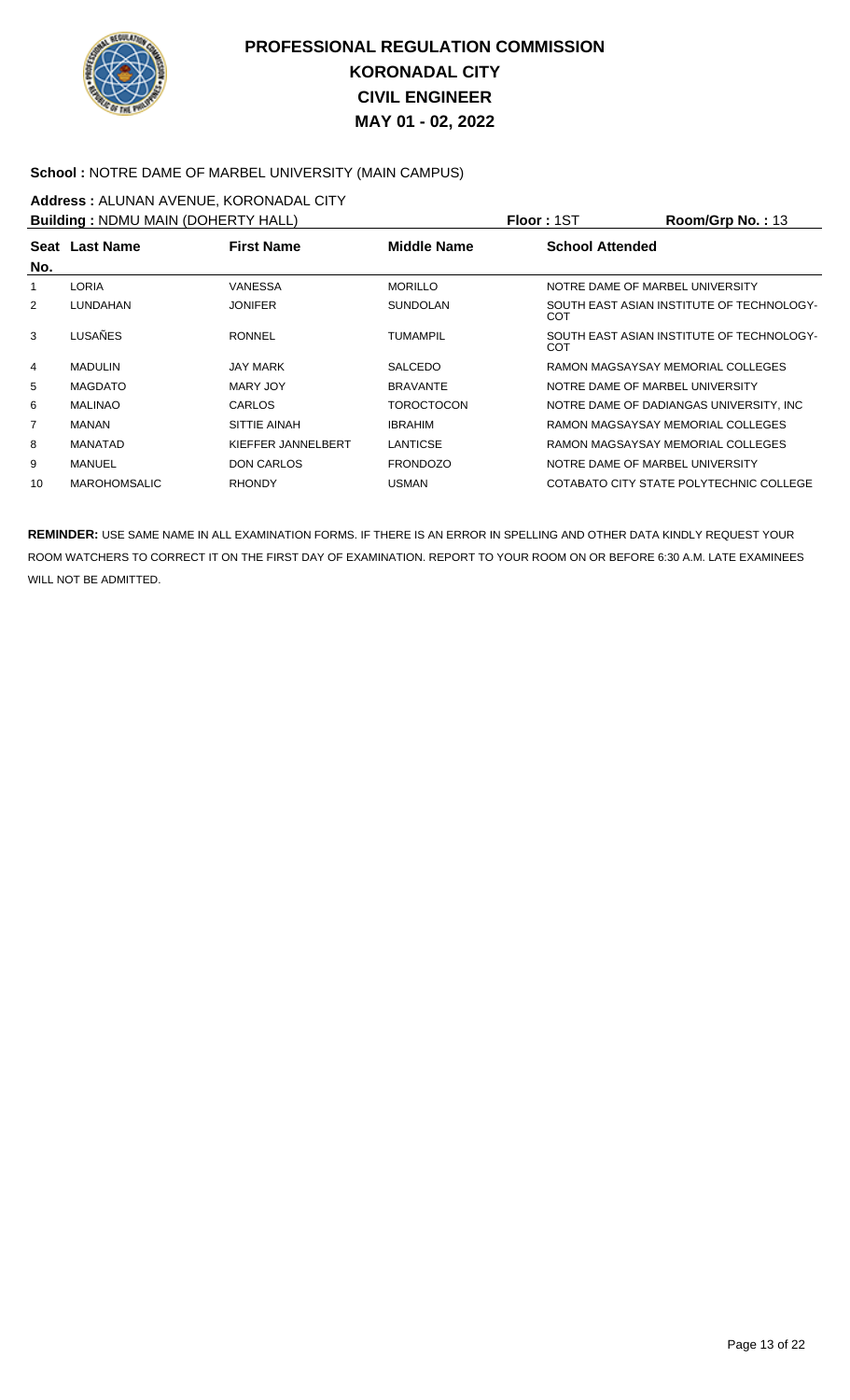# PROFESSIONAL REGULATION COMMISSION
## KORONADAL CITY
## CIVIL ENGINEER
## MAY 01 - 02, 2022

**School :** NOTRE DAME OF MARBEL UNIVERSITY (MAIN CAMPUS)

**Address :** ALUNAN AVENUE, KORONADAL CITY

**Building :** NDMU MAIN (DOHERTY HALL) **Floor :** 1ST **Room/Grp No. :** 13

| Seat No. | Last Name | First Name | Middle Name | School Attended |
|---|---|---|---|---|
| 1 | LORIA | VANESSA | MORILLO | NOTRE DAME OF MARBEL UNIVERSITY |
| 2 | LUNDAHAN | JONIFER | SUNDOLAN | SOUTH EAST ASIAN INSTITUTE OF TECHNOLOGY-COT |
| 3 | LUSAÑES | RONNEL | TUMAMPIL | SOUTH EAST ASIAN INSTITUTE OF TECHNOLOGY-COT |
| 4 | MADULIN | JAY MARK | SALCEDO | RAMON MAGSAYSAY MEMORIAL COLLEGES |
| 5 | MAGDATO | MARY JOY | BRAVANTE | NOTRE DAME OF MARBEL UNIVERSITY |
| 6 | MALINAO | CARLOS | TOROCTOCON | NOTRE DAME OF DADIANGAS UNIVERSITY, INC |
| 7 | MANAN | SITTIE AINAH | IBRAHIM | RAMON MAGSAYSAY MEMORIAL COLLEGES |
| 8 | MANATAD | KIEFFER JANNELBERT | LANTICSE | RAMON MAGSAYSAY MEMORIAL COLLEGES |
| 9 | MANUEL | DON CARLOS | FRONDOZO | NOTRE DAME OF MARBEL UNIVERSITY |
| 10 | MAROHOMSALIC | RHONDY | USMAN | COTABATO CITY STATE POLYTECHNIC COLLEGE |

**REMINDER:** USE SAME NAME IN ALL EXAMINATION FORMS. IF THERE IS AN ERROR IN SPELLING AND OTHER DATA KINDLY REQUEST YOUR ROOM WATCHERS TO CORRECT IT ON THE FIRST DAY OF EXAMINATION. REPORT TO YOUR ROOM ON OR BEFORE 6:30 A.M. LATE EXAMINEES WILL NOT BE ADMITTED.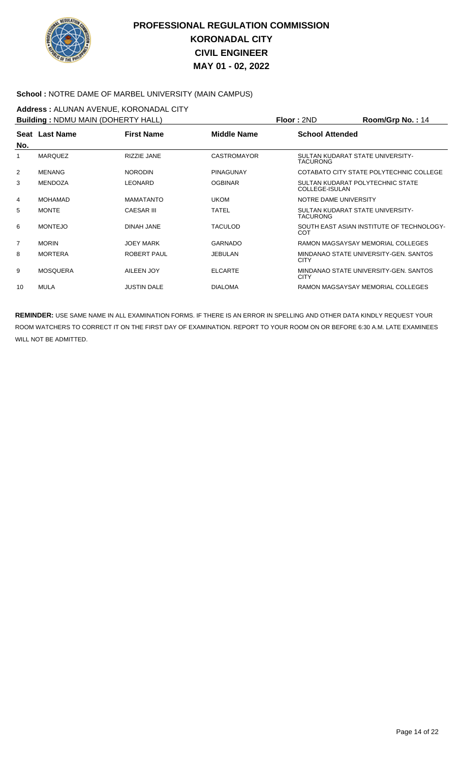# PROFESSIONAL REGULATION COMMISSION
# KORONADAL CITY
# CIVIL ENGINEER
# MAY 01 - 02, 2022

**School :** NOTRE DAME OF MARBEL UNIVERSITY (MAIN CAMPUS)

**Address :** ALUNAN AVENUE, KORONADAL CITY

**Building :** NDMU MAIN (DOHERTY HALL) **Floor :** 2ND **Room/Grp No. :** 14

| Seat No. | Last Name | First Name | Middle Name | School Attended |
|---|---|---|---|---|
| 1 | MARQUEZ | RIZZIE JANE | CASTROMAYOR | SULTAN KUDARAT STATE UNIVERSITY-TACURONG |
| 2 | MENANG | NORODIN | PINAGUNAY | COTABATO CITY STATE POLYTECHNIC COLLEGE |
| 3 | MENDOZA | LEONARD | OGBINAR | SULTAN KUDARAT POLYTECHNIC STATE COLLEGE-ISULAN |
| 4 | MOHAMAD | MAMATANTO | UKOM | NOTRE DAME UNIVERSITY |
| 5 | MONTE | CAESAR III | TATEL | SULTAN KUDARAT STATE UNIVERSITY-TACURONG |
| 6 | MONTEJO | DINAH JANE | TACULOD | SOUTH EAST ASIAN INSTITUTE OF TECHNOLOGY-COT |
| 7 | MORIN | JOEY MARK | GARNADO | RAMON MAGSAYSAY MEMORIAL COLLEGES |
| 8 | MORTERA | ROBERT PAUL | JEBULAN | MINDANAO STATE UNIVERSITY-GEN. SANTOS CITY |
| 9 | MOSQUERA | AILEEN JOY | ELCARTE | MINDANAO STATE UNIVERSITY-GEN. SANTOS CITY |
| 10 | MULA | JUSTIN DALE | DIALOMA | RAMON MAGSAYSAY MEMORIAL COLLEGES |

**REMINDER:** USE SAME NAME IN ALL EXAMINATION FORMS. IF THERE IS AN ERROR IN SPELLING AND OTHER DATA KINDLY REQUEST YOUR ROOM WATCHERS TO CORRECT IT ON THE FIRST DAY OF EXAMINATION. REPORT TO YOUR ROOM ON OR BEFORE 6:30 A.M. LATE EXAMINEES WILL NOT BE ADMITTED.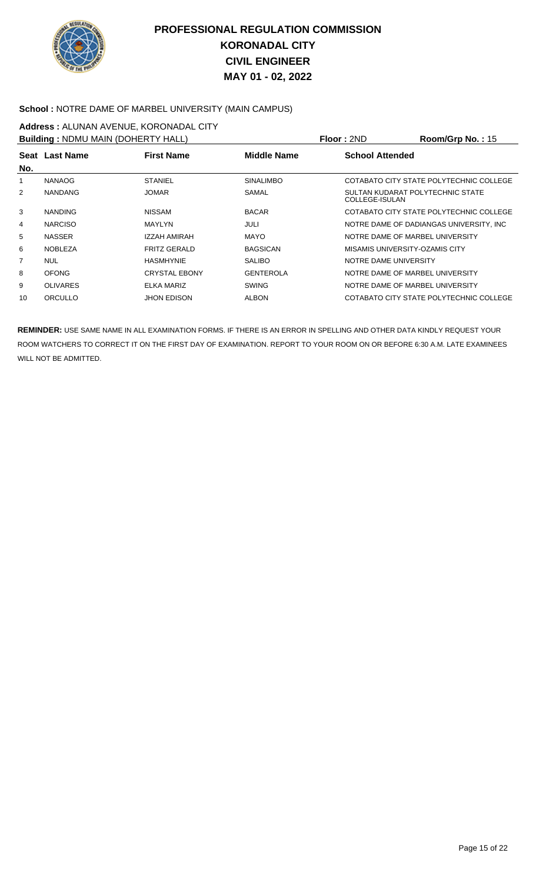# PROFESSIONAL REGULATION COMMISSION
## KORONADAL CITY
## CIVIL ENGINEER
## MAY 01 - 02, 2022

**School :** NOTRE DAME OF MARBEL UNIVERSITY (MAIN CAMPUS)

**Address :** ALUNAN AVENUE, KORONADAL CITY

**Building :** NDMU MAIN (DOHERTY HALL) **Floor :** 2ND **Room/Grp No. :** 15

| Seat No. | Last Name | First Name | Middle Name | School Attended |
|---|---|---|---|---|
| 1 | NANAOG | STANIEL | SINALIMBO | COTABATO CITY STATE POLYTECHNIC COLLEGE |
| 2 | NANDANG | JOMAR | SAMAL | SULTAN KUDARAT POLYTECHNIC STATE COLLEGE-ISULAN |
| 3 | NANDING | NISSAM | BACAR | COTABATO CITY STATE POLYTECHNIC COLLEGE |
| 4 | NARCISO | MAYLYN | JULI | NOTRE DAME OF DADIANGAS UNIVERSITY, INC |
| 5 | NASSER | IZZAH AMIRAH | MAYO | NOTRE DAME OF MARBEL UNIVERSITY |
| 6 | NOBLEZA | FRITZ GERALD | BAGSICAN | MISAMIS UNIVERSITY-OZAMIS CITY |
| 7 | NUL | HASMHYNIE | SALIBO | NOTRE DAME UNIVERSITY |
| 8 | OFONG | CRYSTAL EBONY | GENTEROLA | NOTRE DAME OF MARBEL UNIVERSITY |
| 9 | OLIVARES | ELKA MARIZ | SWING | NOTRE DAME OF MARBEL UNIVERSITY |
| 10 | ORCULLO | JHON EDISON | ALBON | COTABATO CITY STATE POLYTECHNIC COLLEGE |

**REMINDER:** USE SAME NAME IN ALL EXAMINATION FORMS. IF THERE IS AN ERROR IN SPELLING AND OTHER DATA KINDLY REQUEST YOUR ROOM WATCHERS TO CORRECT IT ON THE FIRST DAY OF EXAMINATION. REPORT TO YOUR ROOM ON OR BEFORE 6:30 A.M. LATE EXAMINEES WILL NOT BE ADMITTED.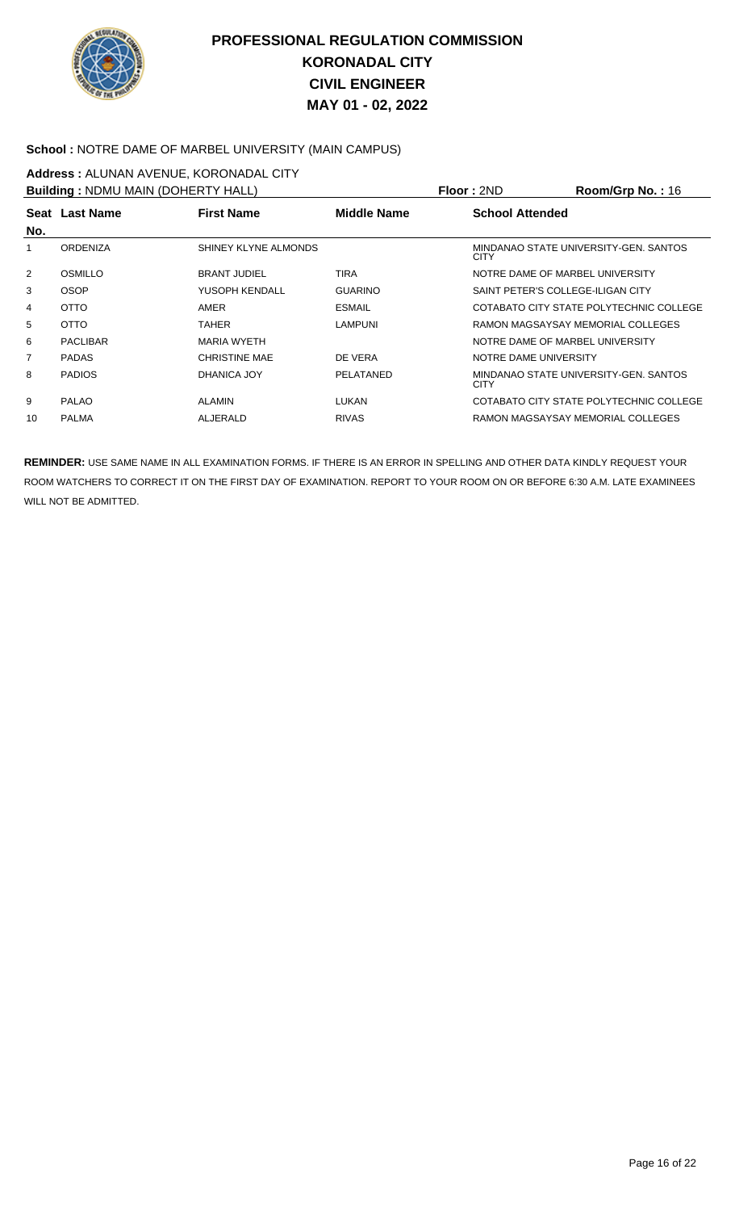# PROFESSIONAL REGULATION COMMISSION
# KORONADAL CITY
# CIVIL ENGINEER
# MAY 01 - 02, 2022

**School :** NOTRE DAME OF MARBEL UNIVERSITY (MAIN CAMPUS)

**Address :** ALUNAN AVENUE, KORONADAL CITY

**Building :** NDMU MAIN (DOHERTY HALL) **Floor :** 2ND **Room/Grp No. :** 16

| Seat No. | Last Name | First Name | Middle Name | School Attended |
|---|---|---|---|---|
| 1 | ORDENIZA | SHINEY KLYNE ALMONDS | | MINDANAO STATE UNIVERSITY-GEN. SANTOS CITY |
| 2 | OSMILLO | BRANT JUDIEL | TIRA | NOTRE DAME OF MARBEL UNIVERSITY |
| 3 | OSOP | YUSOPH KENDALL | GUARINO | SAINT PETER'S COLLEGE-ILIGAN CITY |
| 4 | OTTO | AMER | ESMAIL | COTABATO CITY STATE POLYTECHNIC COLLEGE |
| 5 | OTTO | TAHER | LAMPUNI | RAMON MAGSAYSAY MEMORIAL COLLEGES |
| 6 | PACLIBAR | MARIA WYETH | | NOTRE DAME OF MARBEL UNIVERSITY |
| 7 | PADAS | CHRISTINE MAE | DE VERA | NOTRE DAME UNIVERSITY |
| 8 | PADIOS | DHANICA JOY | PELATANED | MINDANAO STATE UNIVERSITY-GEN. SANTOS CITY |
| 9 | PALAO | ALAMIN | LUKAN | COTABATO CITY STATE POLYTECHNIC COLLEGE |
| 10 | PALMA | ALJERALD | RIVAS | RAMON MAGSAYSAY MEMORIAL COLLEGES |

**REMINDER:** USE SAME NAME IN ALL EXAMINATION FORMS. IF THERE IS AN ERROR IN SPELLING AND OTHER DATA KINDLY REQUEST YOUR ROOM WATCHERS TO CORRECT IT ON THE FIRST DAY OF EXAMINATION. REPORT TO YOUR ROOM ON OR BEFORE 6:30 A.M. LATE EXAMINEES WILL NOT BE ADMITTED.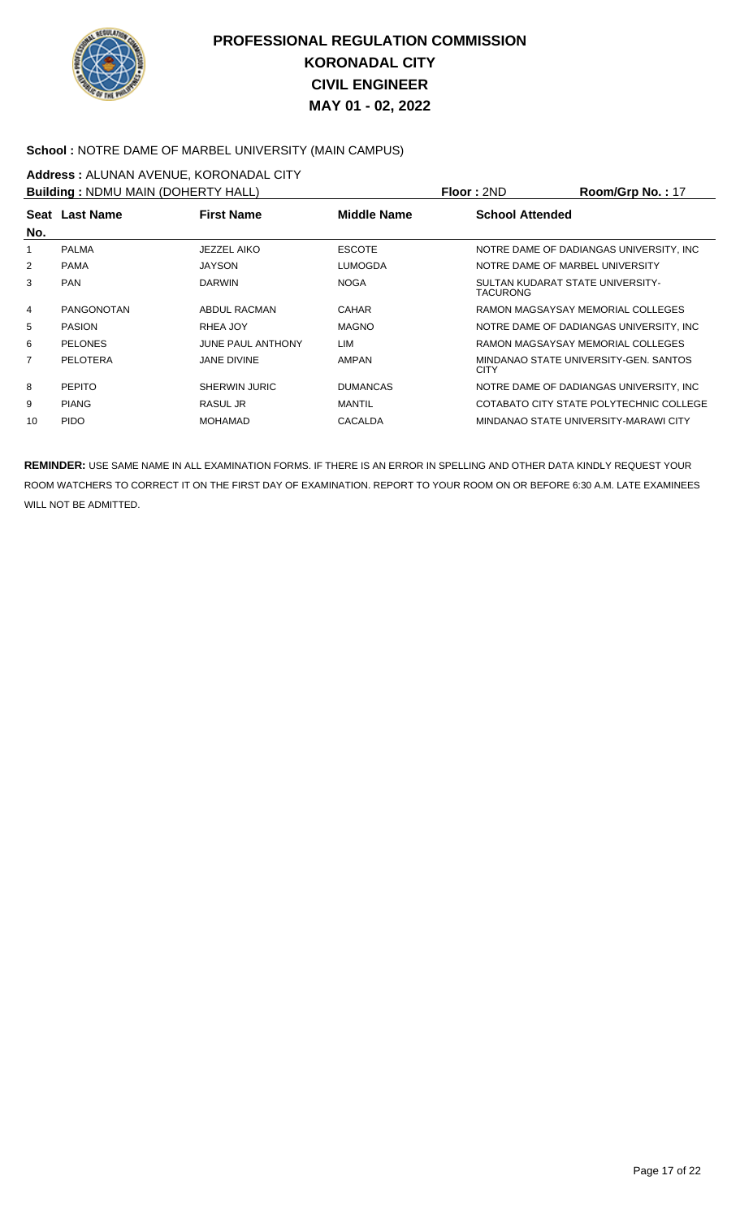# PROFESSIONAL REGULATION COMMISSION
## KORONADAL CITY
## CIVIL ENGINEER
## MAY 01 - 02, 2022

**School :** NOTRE DAME OF MARBEL UNIVERSITY (MAIN CAMPUS)

**Address :** ALUNAN AVENUE, KORONADAL CITY

**Building :** NDMU MAIN (DOHERTY HALL) **Floor :** 2ND **Room/Grp No. :** 17

| Seat No. | Last Name | First Name | Middle Name | School Attended |
|---|---|---|---|---|
| 1 | PALMA | JEZZEL AIKO | ESCOTE | NOTRE DAME OF DADIANGAS UNIVERSITY, INC |
| 2 | PAMA | JAYSON | LUMOGDA | NOTRE DAME OF MARBEL UNIVERSITY |
| 3 | PAN | DARWIN | NOGA | SULTAN KUDARAT STATE UNIVERSITY-TACURONG |
| 4 | PANGONOTAN | ABDUL RACMAN | CAHAR | RAMON MAGSAYSAY MEMORIAL COLLEGES |
| 5 | PASION | RHEA JOY | MAGNO | NOTRE DAME OF DADIANGAS UNIVERSITY, INC |
| 6 | PELONES | JUNE PAUL ANTHONY | LIM | RAMON MAGSAYSAY MEMORIAL COLLEGES |
| 7 | PELOTERA | JANE DIVINE | AMPAN | MINDANAO STATE UNIVERSITY-GEN. SANTOS CITY |
| 8 | PEPITO | SHERWIN JURIC | DUMANCAS | NOTRE DAME OF DADIANGAS UNIVERSITY, INC |
| 9 | PIANG | RASUL JR | MANTIL | COTABATO CITY STATE POLYTECHNIC COLLEGE |
| 10 | PIDO | MOHAMAD | CACALDA | MINDANAO STATE UNIVERSITY-MARAWI CITY |

**REMINDER:** USE SAME NAME IN ALL EXAMINATION FORMS. IF THERE IS AN ERROR IN SPELLING AND OTHER DATA KINDLY REQUEST YOUR ROOM WATCHERS TO CORRECT IT ON THE FIRST DAY OF EXAMINATION. REPORT TO YOUR ROOM ON OR BEFORE 6:30 A.M. LATE EXAMINEES WILL NOT BE ADMITTED.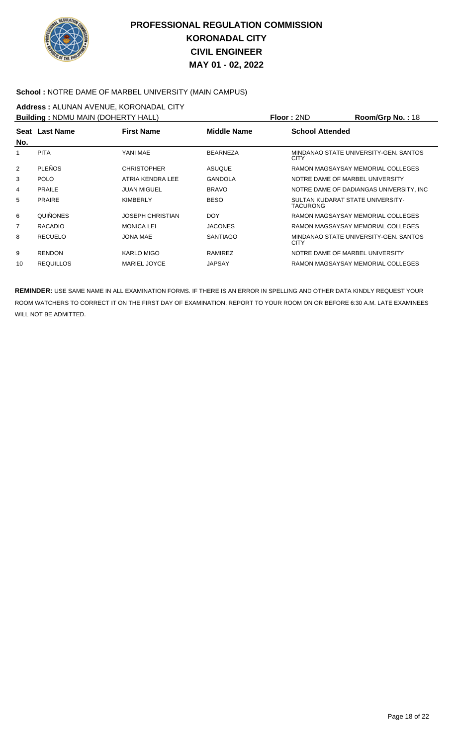# PROFESSIONAL REGULATION COMMISSION
# KORONADAL CITY
# CIVIL ENGINEER
# MAY 01 - 02, 2022

**School :** NOTRE DAME OF MARBEL UNIVERSITY (MAIN CAMPUS)

**Address :** ALUNAN AVENUE, KORONADAL CITY

**Building :** NDMU MAIN (DOHERTY HALL) **Floor :** 2ND **Room/Grp No. :** 18

| Seat No. | Last Name | First Name | Middle Name | School Attended |
|---|---|---|---|---|
| 1 | PITA | YANI MAE | BEARNEZA | MINDANAO STATE UNIVERSITY-GEN. SANTOS CITY |
| 2 | PLEÑOS | CHRISTOPHER | ASUQUE | RAMON MAGSAYSAY MEMORIAL COLLEGES |
| 3 | POLO | ATRIA KENDRA LEE | GANDOLA | NOTRE DAME OF MARBEL UNIVERSITY |
| 4 | PRAILE | JUAN MIGUEL | BRAVO | NOTRE DAME OF DADIANGAS UNIVERSITY, INC |
| 5 | PRAIRE | KIMBERLY | BESO | SULTAN KUDARAT STATE UNIVERSITY-TACURONG |
| 6 | QUIÑONES | JOSEPH CHRISTIAN | DOY | RAMON MAGSAYSAY MEMORIAL COLLEGES |
| 7 | RACADIO | MONICA LEI | JACONES | RAMON MAGSAYSAY MEMORIAL COLLEGES |
| 8 | RECUELO | JONA MAE | SANTIAGO | MINDANAO STATE UNIVERSITY-GEN. SANTOS CITY |
| 9 | RENDON | KARLO MIGO | RAMIREZ | NOTRE DAME OF MARBEL UNIVERSITY |
| 10 | REQUILLOS | MARIEL JOYCE | JAPSAY | RAMON MAGSAYSAY MEMORIAL COLLEGES |

**REMINDER:** USE SAME NAME IN ALL EXAMINATION FORMS. IF THERE IS AN ERROR IN SPELLING AND OTHER DATA KINDLY REQUEST YOUR ROOM WATCHERS TO CORRECT IT ON THE FIRST DAY OF EXAMINATION. REPORT TO YOUR ROOM ON OR BEFORE 6:30 A.M. LATE EXAMINEES WILL NOT BE ADMITTED.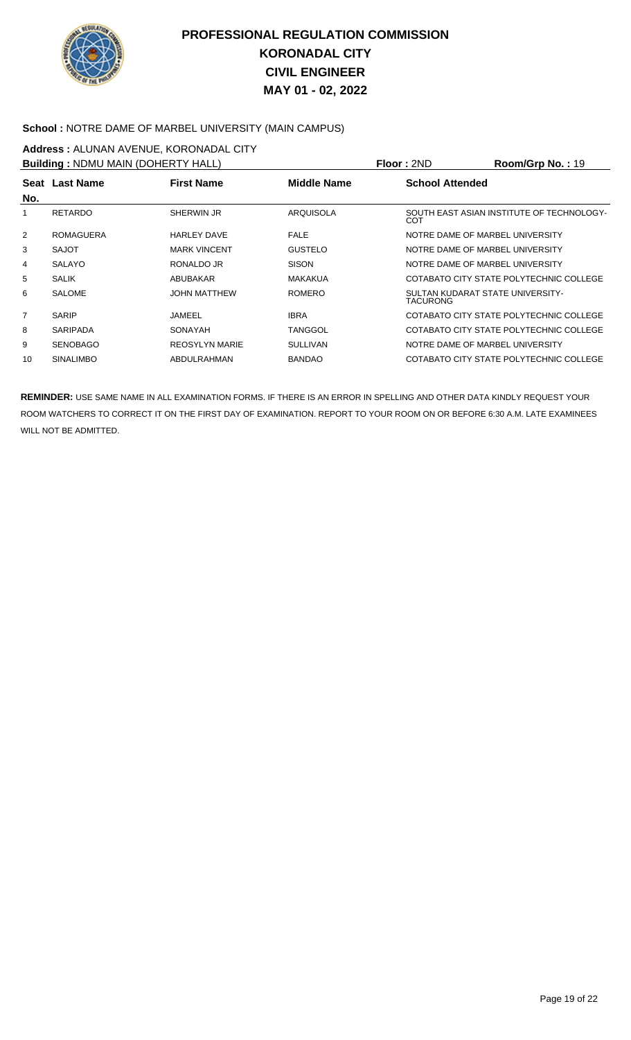# PROFESSIONAL REGULATION COMMISSION
## KORONADAL CITY
## CIVIL ENGINEER
## MAY 01 - 02, 2022

**School :** NOTRE DAME OF MARBEL UNIVERSITY (MAIN CAMPUS)

**Address :** ALUNAN AVENUE, KORONADAL CITY

**Building :** NDMU MAIN (DOHERTY HALL) **Floor :** 2ND **Room/Grp No. :** 19

| Seat No. | Last Name | First Name | Middle Name | School Attended |
|---|---|---|---|---|
| 1 | RETARDO | SHERWIN JR | ARQUISOLA | SOUTH EAST ASIAN INSTITUTE OF TECHNOLOGY-COT |
| 2 | ROMAGUERA | HARLEY DAVE | FALE | NOTRE DAME OF MARBEL UNIVERSITY |
| 3 | SAJOT | MARK VINCENT | GUSTELO | NOTRE DAME OF MARBEL UNIVERSITY |
| 4 | SALAYO | RONALDO JR | SISON | NOTRE DAME OF MARBEL UNIVERSITY |
| 5 | SALIK | ABUBAKAR | MAKAKUA | COTABATO CITY STATE POLYTECHNIC COLLEGE |
| 6 | SALOME | JOHN MATTHEW | ROMERO | SULTAN KUDARAT STATE UNIVERSITY-TACURONG |
| 7 | SARIP | JAMEEL | IBRA | COTABATO CITY STATE POLYTECHNIC COLLEGE |
| 8 | SARIPADA | SONAYAH | TANGGOL | COTABATO CITY STATE POLYTECHNIC COLLEGE |
| 9 | SENOBAGO | REOSYLYN MARIE | SULLIVAN | NOTRE DAME OF MARBEL UNIVERSITY |
| 10 | SINALIMBO | ABDULRAHMAN | BANDAO | COTABATO CITY STATE POLYTECHNIC COLLEGE |

**REMINDER:** USE SAME NAME IN ALL EXAMINATION FORMS. IF THERE IS AN ERROR IN SPELLING AND OTHER DATA KINDLY REQUEST YOUR ROOM WATCHERS TO CORRECT IT ON THE FIRST DAY OF EXAMINATION. REPORT TO YOUR ROOM ON OR BEFORE 6:30 A.M. LATE EXAMINEES WILL NOT BE ADMITTED.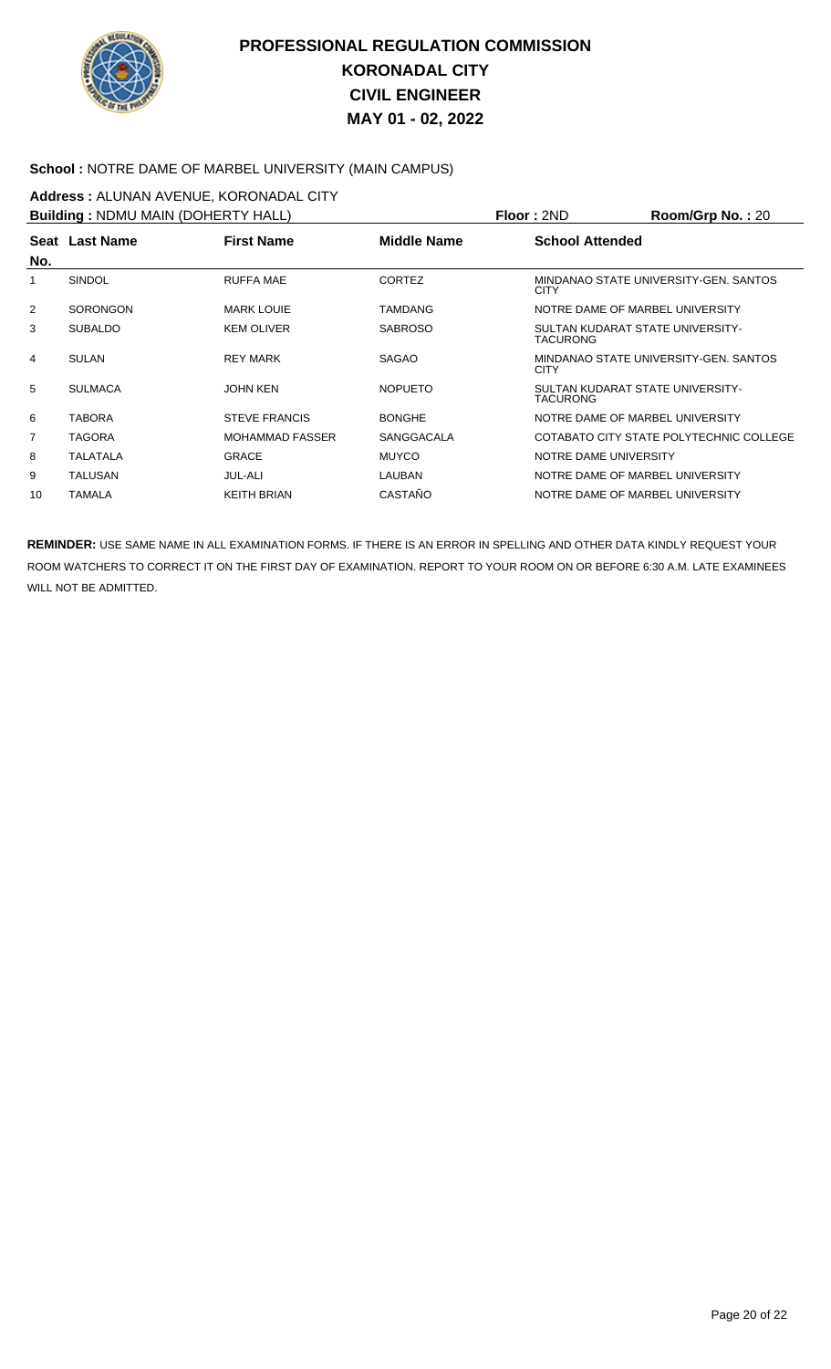# PROFESSIONAL REGULATION COMMISSION
# KORONADAL CITY
# CIVIL ENGINEER
# MAY 01 - 02, 2022

**School :** NOTRE DAME OF MARBEL UNIVERSITY (MAIN CAMPUS)

**Address :** ALUNAN AVENUE, KORONADAL CITY

**Building :** NDMU MAIN (DOHERTY HALL) **Floor :** 2ND **Room/Grp No. :** 20

| Seat No. | Last Name | First Name | Middle Name | School Attended |
|---|---|---|---|---|
| 1 | SINDOL | RUFFA MAE | CORTEZ | MINDANAO STATE UNIVERSITY-GEN. SANTOS CITY |
| 2 | SORONGON | MARK LOUIE | TAMDANG | NOTRE DAME OF MARBEL UNIVERSITY |
| 3 | SUBALDO | KEM OLIVER | SABROSO | SULTAN KUDARAT STATE UNIVERSITY-TACURONG |
| 4 | SULAN | REY MARK | SAGAO | MINDANAO STATE UNIVERSITY-GEN. SANTOS CITY |
| 5 | SULMACA | JOHN KEN | NOPUETO | SULTAN KUDARAT STATE UNIVERSITY-TACURONG |
| 6 | TABORA | STEVE FRANCIS | BONGHE | NOTRE DAME OF MARBEL UNIVERSITY |
| 7 | TAGORA | MOHAMMAD FASSER | SANGGACALA | COTABATO CITY STATE POLYTECHNIC COLLEGE |
| 8 | TALATALA | GRACE | MUYCO | NOTRE DAME UNIVERSITY |
| 9 | TALUSAN | JUL-ALI | LAUBAN | NOTRE DAME OF MARBEL UNIVERSITY |
| 10 | TAMALA | KEITH BRIAN | CASTAÑO | NOTRE DAME OF MARBEL UNIVERSITY |

**REMINDER:** USE SAME NAME IN ALL EXAMINATION FORMS. IF THERE IS AN ERROR IN SPELLING AND OTHER DATA KINDLY REQUEST YOUR ROOM WATCHERS TO CORRECT IT ON THE FIRST DAY OF EXAMINATION. REPORT TO YOUR ROOM ON OR BEFORE 6:30 A.M. LATE EXAMINEES WILL NOT BE ADMITTED.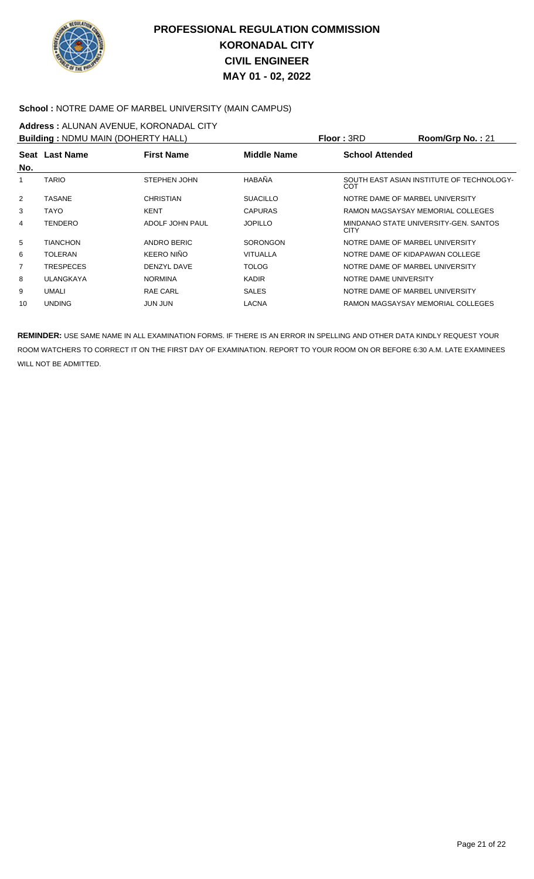# PROFESSIONAL REGULATION COMMISSION
# KORONADAL CITY
# CIVIL ENGINEER
# MAY 01 - 02, 2022

**School :** NOTRE DAME OF MARBEL UNIVERSITY (MAIN CAMPUS)

**Address :** ALUNAN AVENUE, KORONADAL CITY

**Building :** NDMU MAIN (DOHERTY HALL) **Floor :** 3RD **Room/Grp No. :** 21

| Seat No. | Last Name | First Name | Middle Name | School Attended |
|---|---|---|---|---|
| 1 | TARIO | STEPHEN JOHN | HABAÑA | SOUTH EAST ASIAN INSTITUTE OF TECHNOLOGY-COT |
| 2 | TASANE | CHRISTIAN | SUACILLO | NOTRE DAME OF MARBEL UNIVERSITY |
| 3 | TAYO | KENT | CAPURAS | RAMON MAGSAYSAY MEMORIAL COLLEGES |
| 4 | TENDERO | ADOLF JOHN PAUL | JOPILLO | MINDANAO STATE UNIVERSITY-GEN. SANTOS CITY |
| 5 | TIANCHON | ANDRO BERIC | SORONGON | NOTRE DAME OF MARBEL UNIVERSITY |
| 6 | TOLERAN | KEERO NIÑO | VITUALLA | NOTRE DAME OF KIDAPAWAN COLLEGE |
| 7 | TRESPECES | DENZYL DAVE | TOLOG | NOTRE DAME OF MARBEL UNIVERSITY |
| 8 | ULANGKAYA | NORMINA | KADIR | NOTRE DAME UNIVERSITY |
| 9 | UMALI | RAE CARL | SALES | NOTRE DAME OF MARBEL UNIVERSITY |
| 10 | UNDING | JUN JUN | LACNA | RAMON MAGSAYSAY MEMORIAL COLLEGES |

**REMINDER:** USE SAME NAME IN ALL EXAMINATION FORMS. IF THERE IS AN ERROR IN SPELLING AND OTHER DATA KINDLY REQUEST YOUR ROOM WATCHERS TO CORRECT IT ON THE FIRST DAY OF EXAMINATION. REPORT TO YOUR ROOM ON OR BEFORE 6:30 A.M. LATE EXAMINEES WILL NOT BE ADMITTED.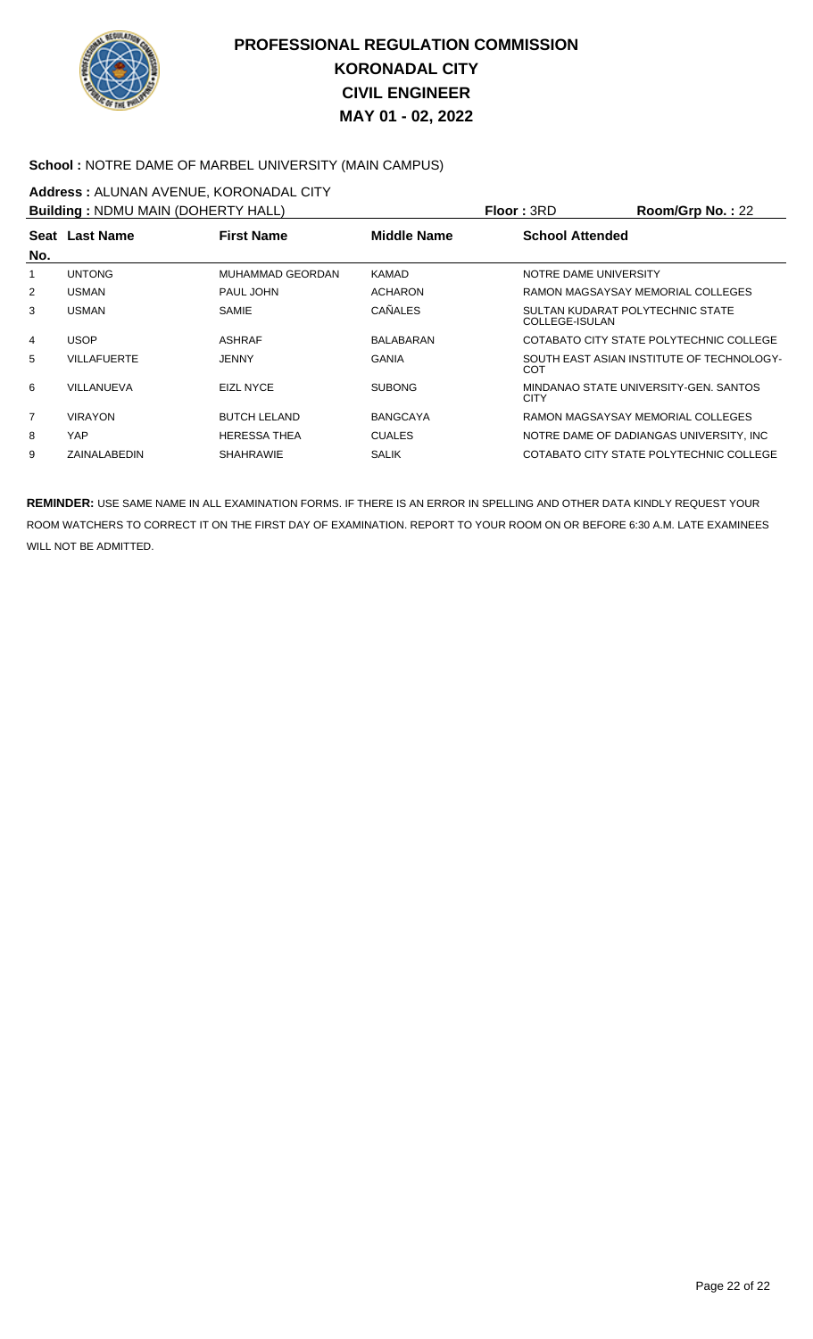# PROFESSIONAL REGULATION COMMISSION
# KORONADAL CITY
# CIVIL ENGINEER
# MAY 01 - 02, 2022

**School :** NOTRE DAME OF MARBEL UNIVERSITY (MAIN CAMPUS)

**Address :** ALUNAN AVENUE, KORONADAL CITY

**Building :** NDMU MAIN (DOHERTY HALL) **Floor :** 3RD **Room/Grp No. :** 22

| Seat No. | Last Name | First Name | Middle Name | School Attended |
|---|---|---|---|---|
| 1 | UNTONG | MUHAMMAD GEORDAN | KAMAD | NOTRE DAME UNIVERSITY |
| 2 | USMAN | PAUL JOHN | ACHARON | RAMON MAGSAYSAY MEMORIAL COLLEGES |
| 3 | USMAN | SAMIE | CAÑALES | SULTAN KUDARAT POLYTECHNIC STATE COLLEGE-ISULAN |
| 4 | USOP | ASHRAF | BALABARAN | COTABATO CITY STATE POLYTECHNIC COLLEGE |
| 5 | VILLAFUERTE | JENNY | GANIA | SOUTH EAST ASIAN INSTITUTE OF TECHNOLOGY-COT |
| 6 | VILLANUEVA | EIZL NYCE | SUBONG | MINDANAO STATE UNIVERSITY-GEN. SANTOS CITY |
| 7 | VIRAYON | BUTCH LELAND | BANGCAYA | RAMON MAGSAYSAY MEMORIAL COLLEGES |
| 8 | YAP | HERESSA THEA | CUALES | NOTRE DAME OF DADIANGAS UNIVERSITY, INC |
| 9 | ZAINALABEDIN | SHAHRAWIE | SALIK | COTABATO CITY STATE POLYTECHNIC COLLEGE |

**REMINDER:** USE SAME NAME IN ALL EXAMINATION FORMS. IF THERE IS AN ERROR IN SPELLING AND OTHER DATA KINDLY REQUEST YOUR ROOM WATCHERS TO CORRECT IT ON THE FIRST DAY OF EXAMINATION. REPORT TO YOUR ROOM ON OR BEFORE 6:30 A.M. LATE EXAMINEES WILL NOT BE ADMITTED.